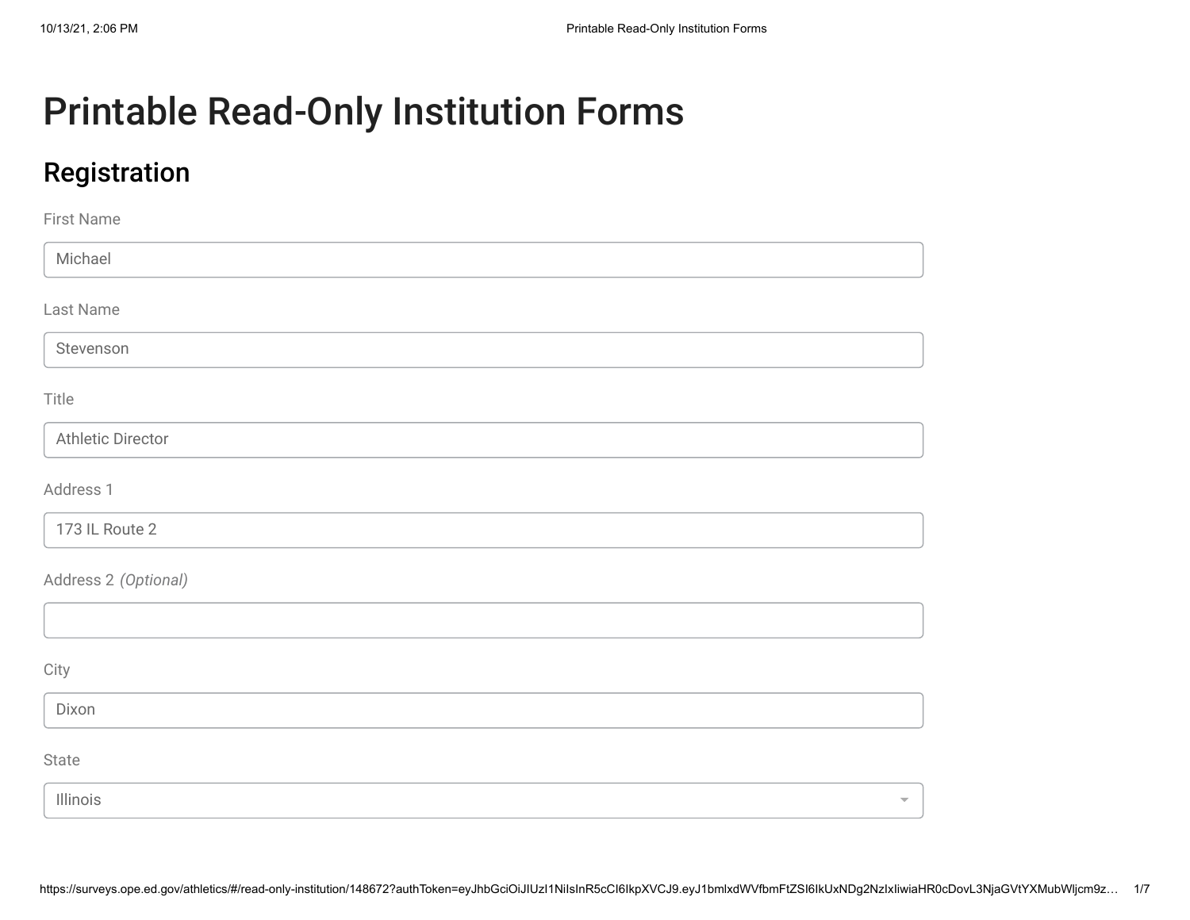# Printable Read-Only Institution Forms

## Registration

First Name

Michael

Last Name

Stevenson

Title

Athletic Director

Address 1

173 IL Route 2

Address 2 *(Optional)*

City

Dixon

State

Illinois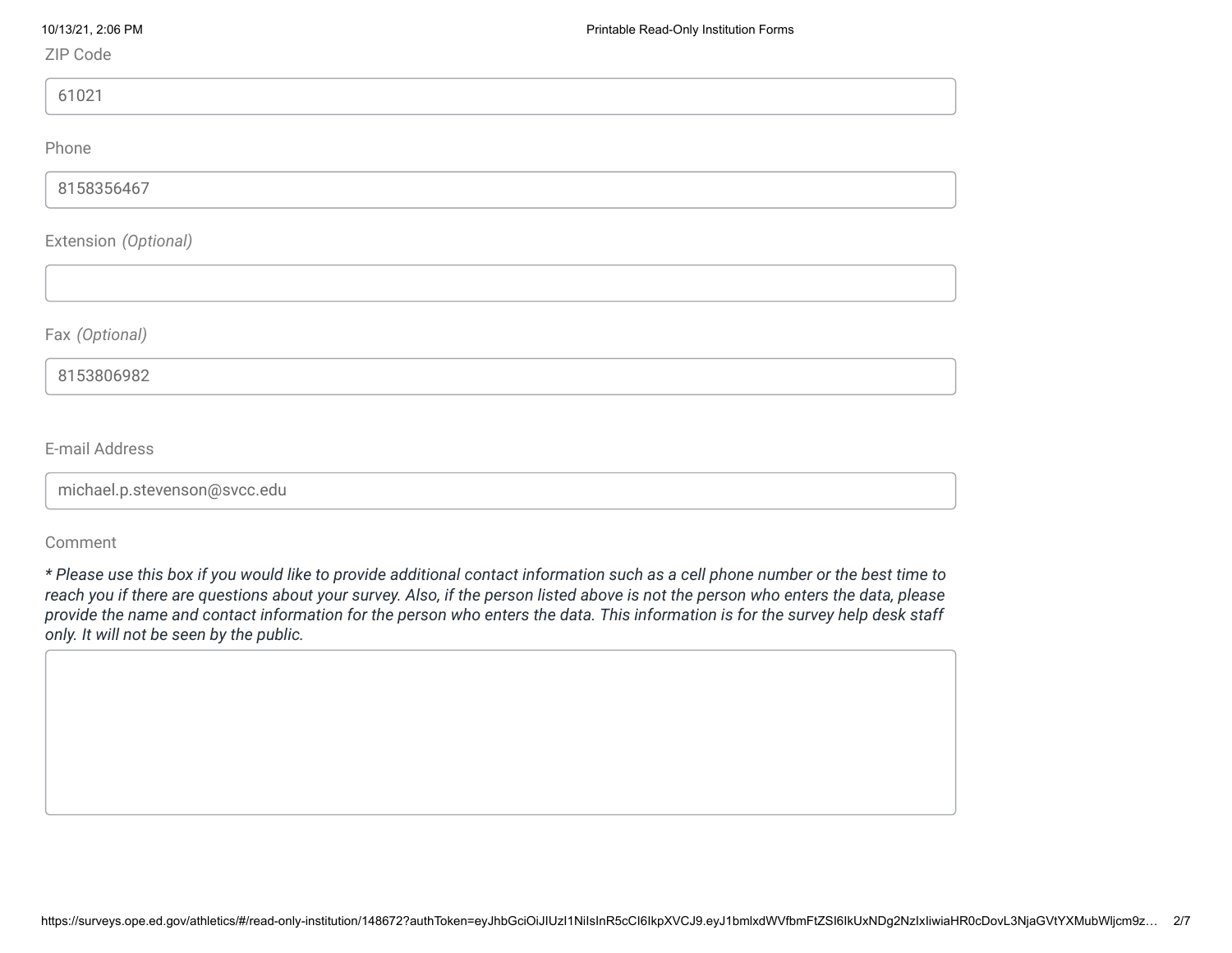ZIP Code

61021

Phone

8158356467

Extension *(Optional)*

Fax *(Optional)*

8153806982

E-mail Address

michael.p.stevenson@svcc.edu

Comment

*\* Please use this box if you would like to provide additional contact information such as a cell phone number or the best time to reach you if there are questions about your survey. Also, if the person listed above is not the person who enters the data, please provide the name and contact information for the person who enters the data. This information is for the survey help desk staff only. It will not be seen by the public.*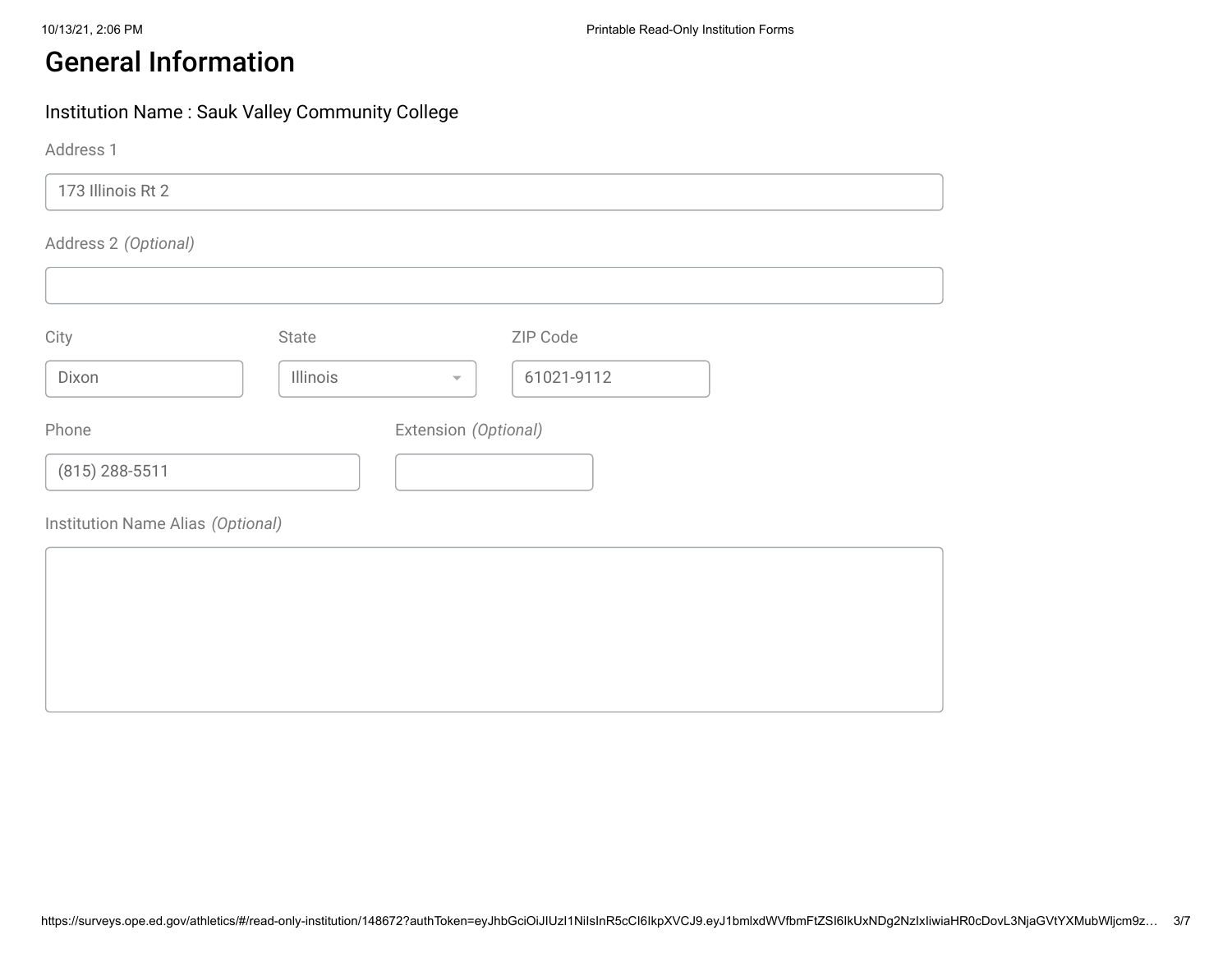# General Information

Institution Name : Sauk Valley Community College

Address 1

173 Illinois Rt 2

Address 2 *(Optional)*

City

Dixon

State

Illinois

ZIP Code

61021-9112

Phone

(815) 288-5511

Extension *(Optional)*

Institution Name Alias *(Optional)*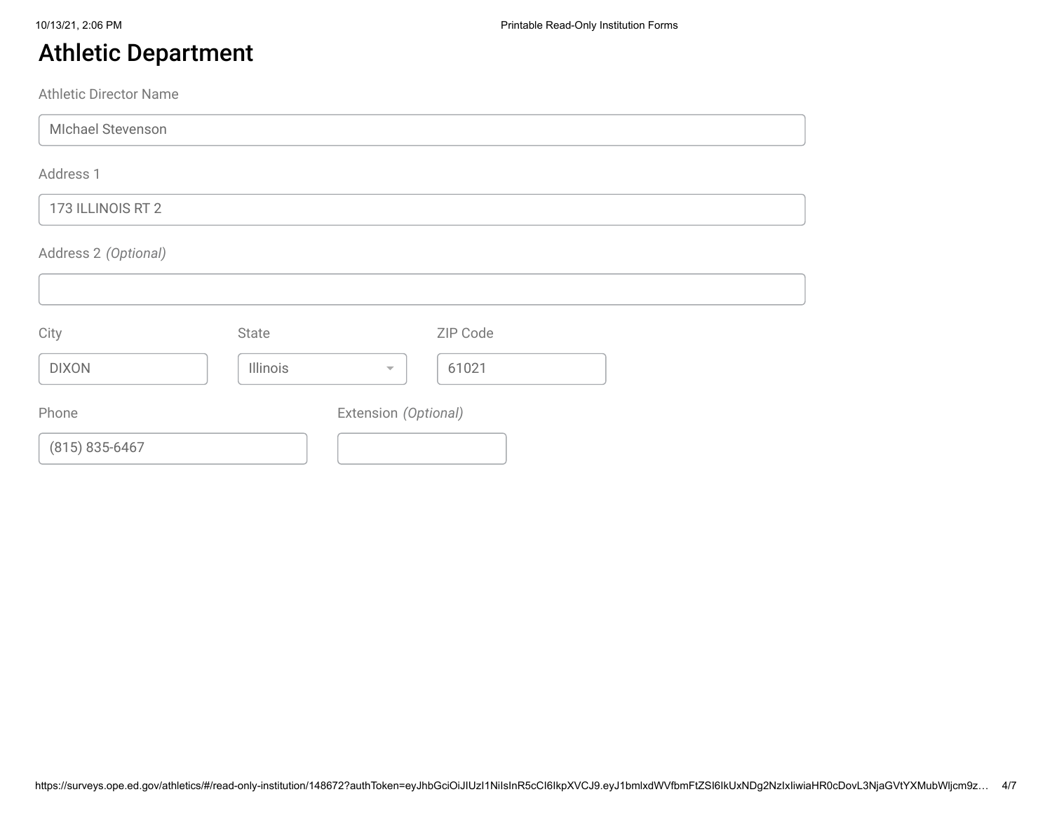# Athletic Department

Athletic Director Name

MIchael Stevenson

Address 1

173 ILLINOIS RT 2

Address 2 *(Optional)*

City

DIXON

State

Illinois

ZIP Code

61021

Phone

(815) 835-6467

Extension *(Optional)*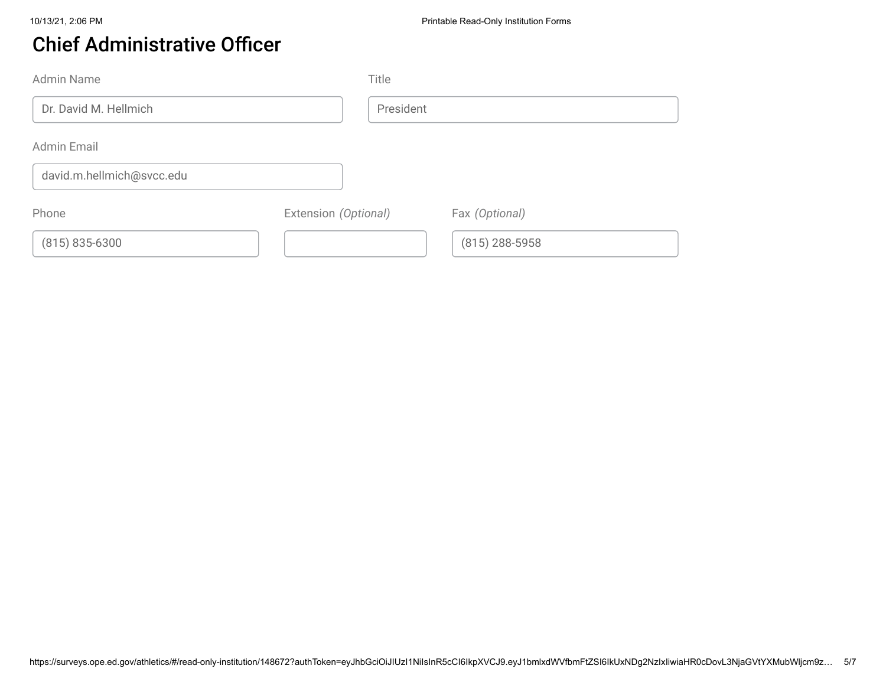# Chief Administrative Officer

Admin Name

Dr. David M. Hellmich

Title

President

Admin Email

david.m.hellmich@svcc.edu

Phone

(815) 835-6300

Extension *(Optional)*

Fax *(Optional)*

(815) 288-5958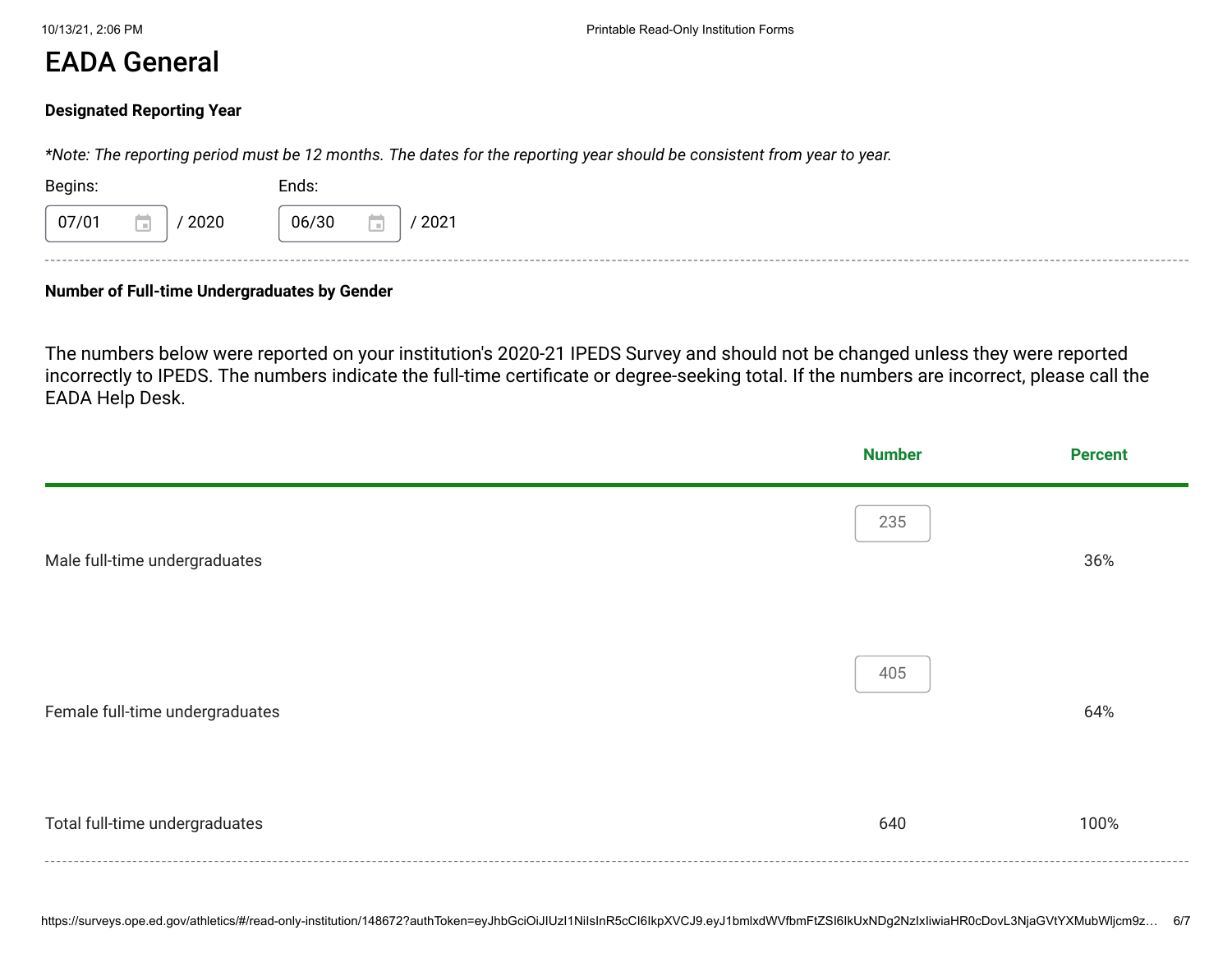# EADA General

**Designated Reporting Year**

*\*Note: The reporting period must be 12 months. The dates for the reporting year should be consistent from year to year.*

Begins: 07/01 / 2020

Ends: 06/30 / 2021

**Number of Full-time Undergraduates by Gender**

The numbers below were reported on your institution's 2020-21 IPEDS Survey and should not be changed unless they were reported incorrectly to IPEDS. The numbers indicate the full-time certificate or degree-seeking total. If the numbers are incorrect, please call the EADA Help Desk.

| | Number | Percent |
|---|---|---|
| Male full-time undergraduates | 235 | 36% |
| Female full-time undergraduates | 405 | 64% |
| Total full-time undergraduates | 640 | 100% |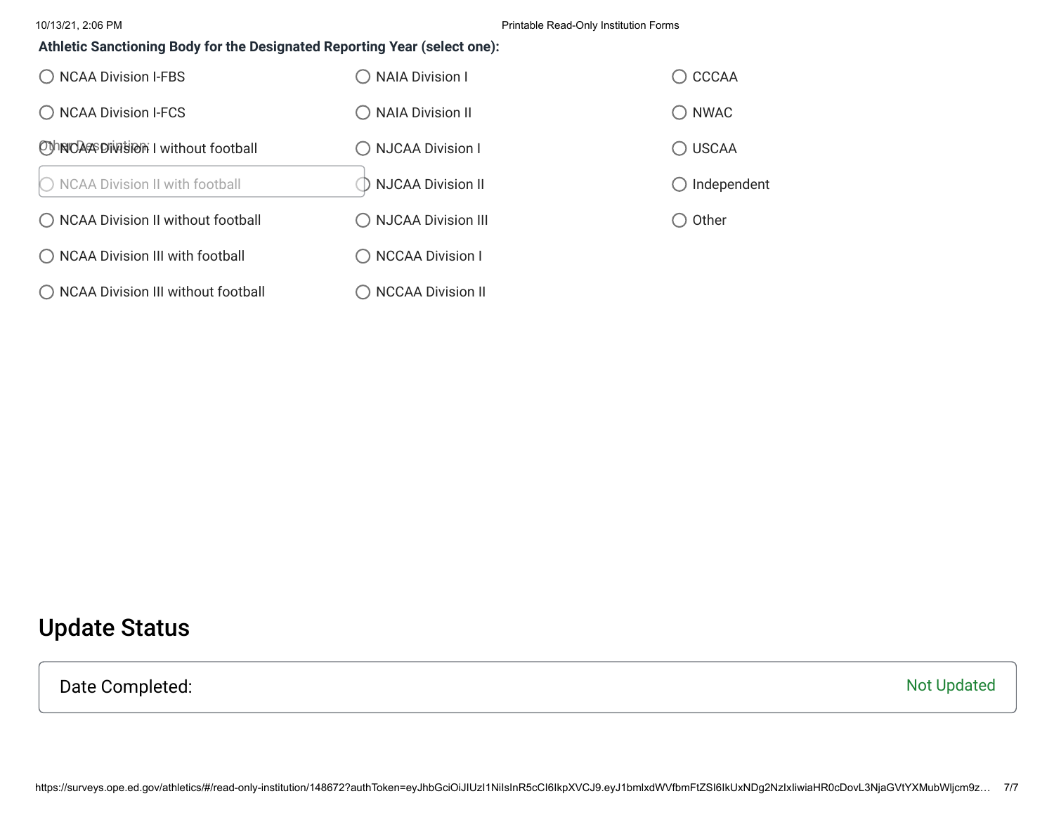**Athletic Sanctioning Body for the Designated Reporting Year (select one):**

- ○ NCAA Division I-FBS
- ○ NCAA Division I-FCS
- ○ NCAA Division I without football
- ○ NCAA Division II with football
- ○ NCAA Division II without football
- ○ NCAA Division III with football
- ○ NCAA Division III without football
- ○ NAIA Division I
- ○ NAIA Division II
- ○ NJCAA Division I
- ○ NJCAA Division II
- ○ NJCAA Division III
- ○ NCCAA Division I
- ○ NCCAA Division II
- ○ CCCAA
- ○ NWAC
- ○ USCAA
- ○ Independent
- ○ Other

Other Description:

## Update Status

| Date Completed: | Not Updated |
|---|---|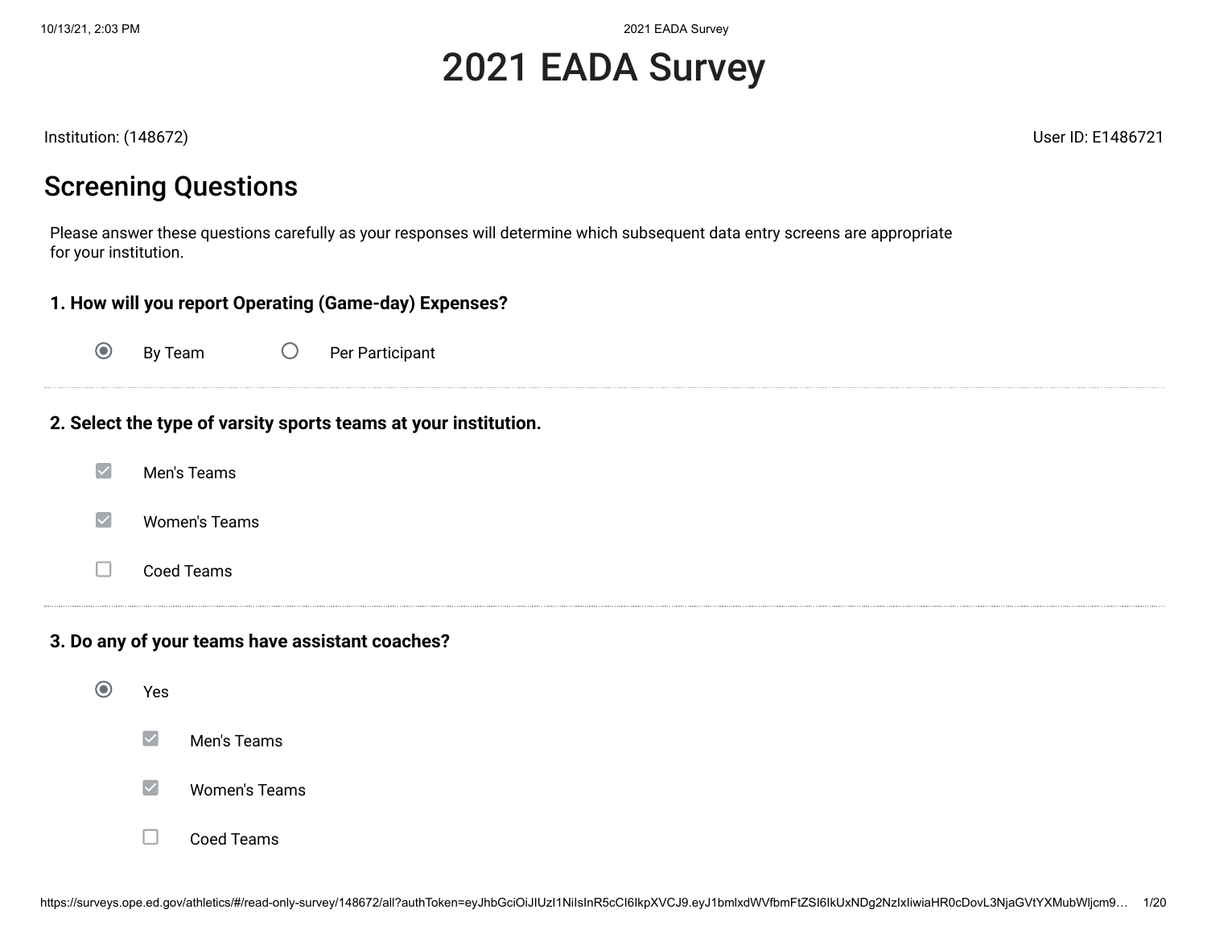# 2021 EADA Survey

Institution: (148672)

User ID: E1486721

## Screening Questions

Please answer these questions carefully as your responses will determine which subsequent data entry screens are appropriate for your institution.

**1. How will you report Operating (Game-day) Expenses?**

- [x] By Team
- [ ] Per Participant

**2. Select the type of varsity sports teams at your institution.**

- [x] Men's Teams
- [x] Women's Teams
- [ ] Coed Teams

**3. Do any of your teams have assistant coaches?**

- [x] Yes
  - [x] Men's Teams
  - [x] Women's Teams
  - [ ] Coed Teams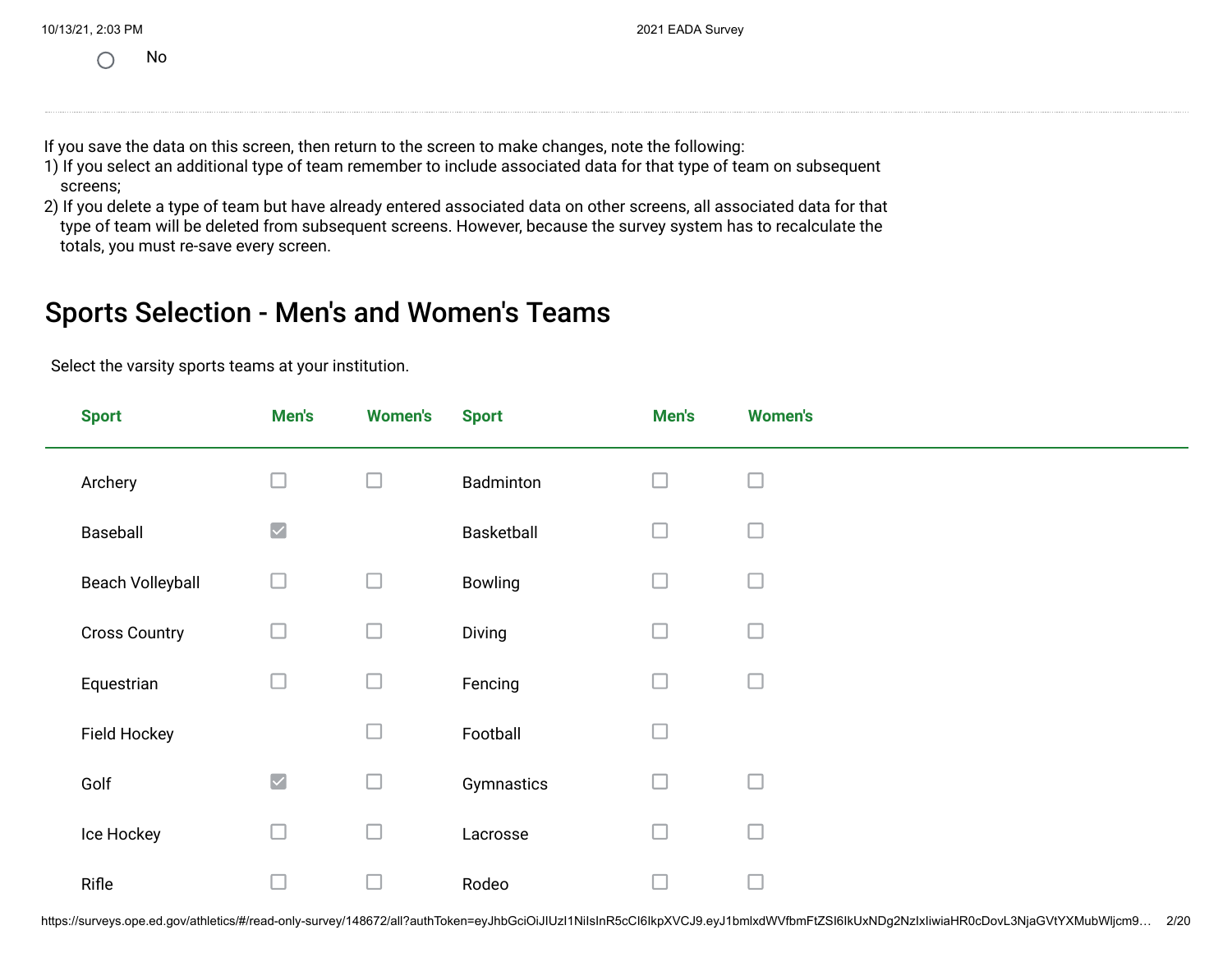○ No

If you save the data on this screen, then return to the screen to make changes, note the following:
1) If you select an additional type of team remember to include associated data for that type of team on subsequent screens;
2) If you delete a type of team but have already entered associated data on other screens, all associated data for that type of team will be deleted from subsequent screens. However, because the survey system has to recalculate the totals, you must re-save every screen.

## Sports Selection - Men's and Women's Teams

Select the varsity sports teams at your institution.

| Sport | Men's | Women's | Sport | Men's | Women's |
|---|---|---|---|---|---|
| Archery | ☐ | ☐ | Badminton | ☐ | ☐ |
| Baseball | ☑ | | Basketball | ☐ | ☐ |
| Beach Volleyball | ☐ | ☐ | Bowling | ☐ | ☐ |
| Cross Country | ☐ | ☐ | Diving | ☐ | ☐ |
| Equestrian | ☐ | ☐ | Fencing | ☐ | ☐ |
| Field Hockey | | ☐ | Football | ☐ | |
| Golf | ☑ | ☐ | Gymnastics | ☐ | ☐ |
| Ice Hockey | ☐ | ☐ | Lacrosse | ☐ | ☐ |
| Rifle | ☐ | ☐ | Rodeo | ☐ | ☐ |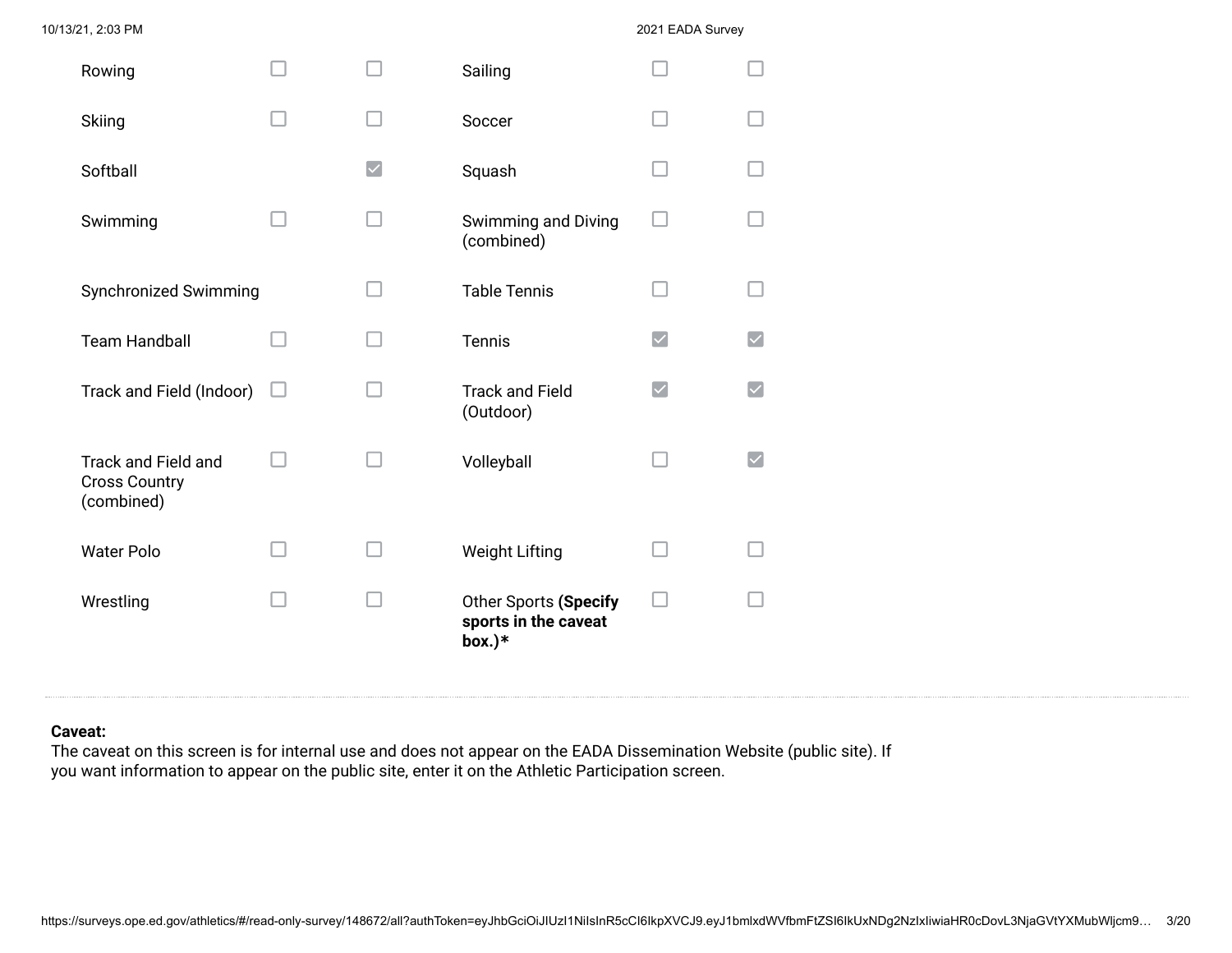| Sport | | | Sport | | |
|---|---|---|---|---|---|
| Rowing | ☐ | ☐ | Sailing | ☐ | ☐ |
| Skiing | ☐ | ☐ | Soccer | ☐ | ☐ |
| Softball | | ☑ | Squash | ☐ | ☐ |
| Swimming | ☐ | ☐ | Swimming and Diving (combined) | ☐ | ☐ |
| Synchronized Swimming | | ☐ | Table Tennis | ☐ | ☐ |
| Team Handball | ☐ | ☐ | Tennis | ☑ | ☑ |
| Track and Field (Indoor) | ☐ | ☐ | Track and Field (Outdoor) | ☑ | ☑ |
| Track and Field and Cross Country (combined) | ☐ | ☐ | Volleyball | ☐ | ☑ |
| Water Polo | ☐ | ☐ | Weight Lifting | ☐ | ☐ |
| Wrestling | ☐ | ☐ | Other Sports **(Specify sports in the caveat box.)*** | ☐ | ☐ |

**Caveat:**
The caveat on this screen is for internal use and does not appear on the EADA Dissemination Website (public site). If you want information to appear on the public site, enter it on the Athletic Participation screen.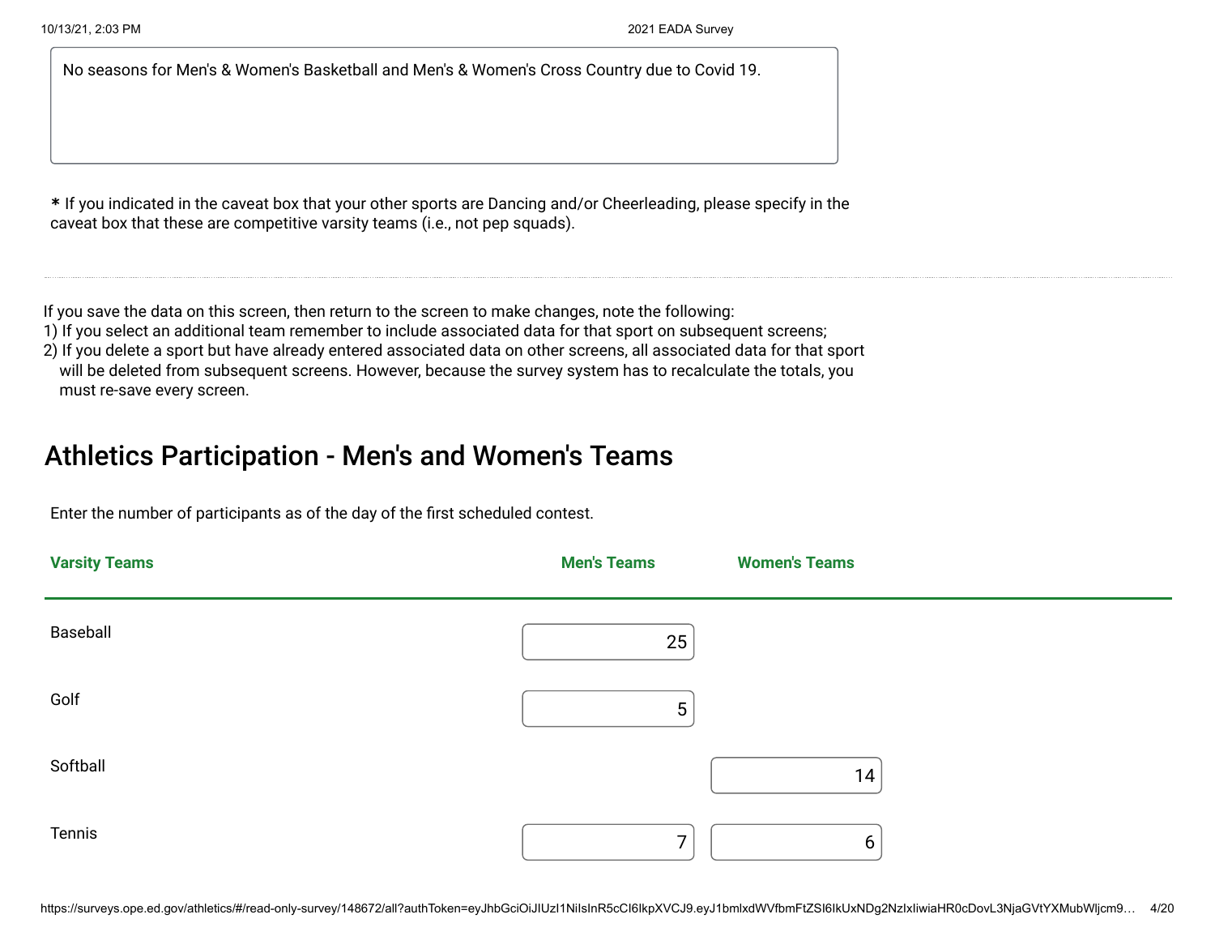No seasons for Men's & Women's Basketball and Men's & Women's Cross Country due to Covid 19.

* If you indicated in the caveat box that your other sports are Dancing and/or Cheerleading, please specify in the caveat box that these are competitive varsity teams (i.e., not pep squads).

---

If you save the data on this screen, then return to the screen to make changes, note the following:
1) If you select an additional team remember to include associated data for that sport on subsequent screens;
2) If you delete a sport but have already entered associated data on other screens, all associated data for that sport will be deleted from subsequent screens. However, because the survey system has to recalculate the totals, you must re-save every screen.

## Athletics Participation - Men's and Women's Teams

Enter the number of participants as of the day of the first scheduled contest.

| Varsity Teams | Men's Teams | Women's Teams |
|---|---|---|
| Baseball | 25 | |
| Golf | 5 | |
| Softball | | 14 |
| Tennis | 7 | 6 |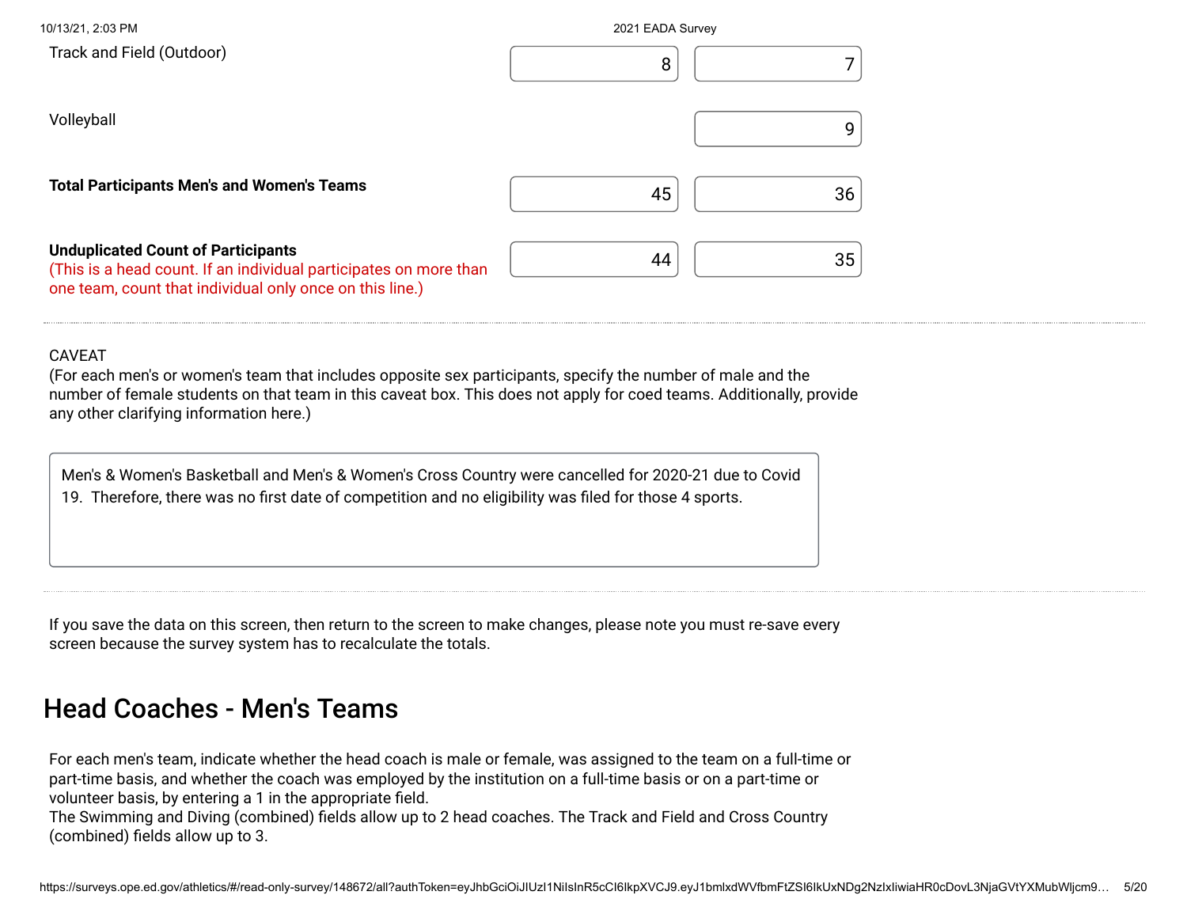| | Men's Teams | Women's Teams |
|---|---|---|
| Track and Field (Outdoor) | 8 | 7 |
| Volleyball | | 9 |
| **Total Participants Men's and Women's Teams** | 45 | 36 |
| **Unduplicated Count of Participants** (This is a head count. If an individual participates on more than one team, count that individual only once on this line.) | 44 | 35 |

CAVEAT
(For each men's or women's team that includes opposite sex participants, specify the number of male and the number of female students on that team in this caveat box. This does not apply for coed teams. Additionally, provide any other clarifying information here.)

Men's & Women's Basketball and Men's & Women's Cross Country were cancelled for 2020-21 due to Covid 19. Therefore, there was no first date of competition and no eligibility was filed for those 4 sports.

If you save the data on this screen, then return to the screen to make changes, please note you must re-save every screen because the survey system has to recalculate the totals.

## Head Coaches - Men's Teams

For each men's team, indicate whether the head coach is male or female, was assigned to the team on a full-time or part-time basis, and whether the coach was employed by the institution on a full-time basis or on a part-time or volunteer basis, by entering a 1 in the appropriate field.
The Swimming and Diving (combined) fields allow up to 2 head coaches. The Track and Field and Cross Country (combined) fields allow up to 3.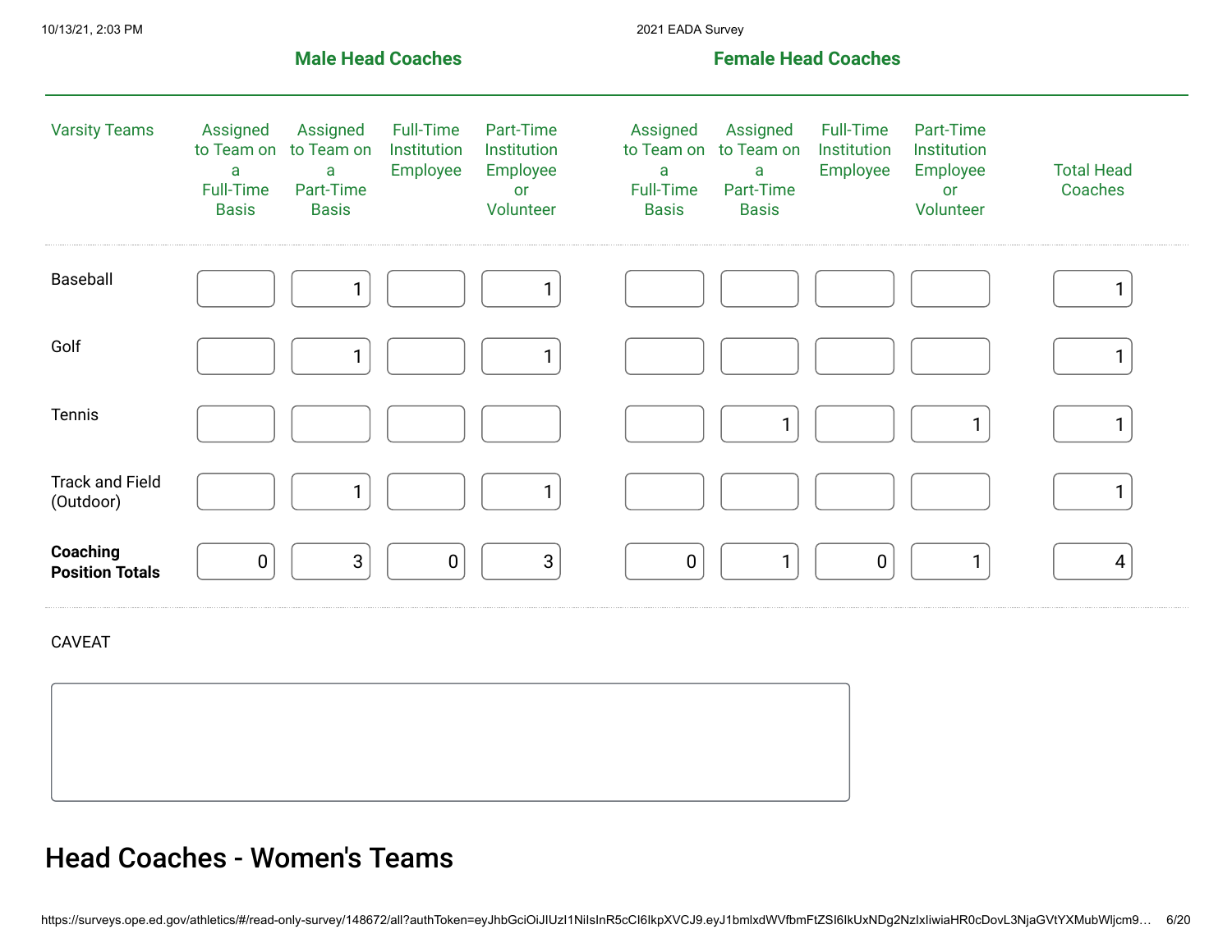| Varsity Teams | Male Head Coaches | | | | Female Head Coaches | | | | |
|---|---|---|---|---|---|---|---|---|---|
| | Assigned to Team on a Full-Time Basis | Assigned to Team on a Part-Time Basis | Full-Time Institution Employee | Part-Time Institution Employee or Volunteer | Assigned to Team on a Full-Time Basis | Assigned to Team on a Part-Time Basis | Full-Time Institution Employee | Part-Time Institution Employee or Volunteer | Total Head Coaches |
| Baseball | | 1 | | 1 | | | | | 1 |
| Golf | | 1 | | 1 | | | | | 1 |
| Tennis | | | | | | 1 | | 1 | 1 |
| Track and Field (Outdoor) | | 1 | | 1 | | | | | 1 |
| **Coaching Position Totals** | 0 | 3 | 0 | 3 | 0 | 1 | 0 | 1 | 4 |

CAVEAT

## Head Coaches - Women's Teams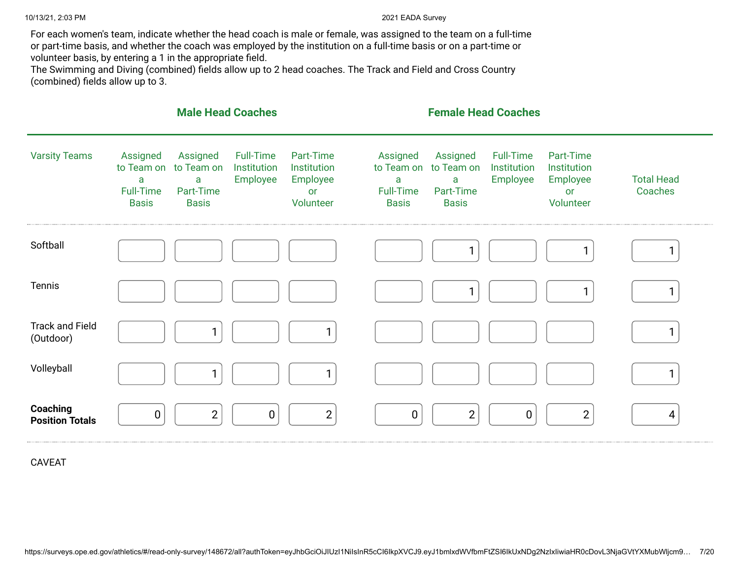For each women's team, indicate whether the head coach is male or female, was assigned to the team on a full-time or part-time basis, and whether the coach was employed by the institution on a full-time basis or on a part-time or volunteer basis, by entering a 1 in the appropriate field.
The Swimming and Diving (combined) fields allow up to 2 head coaches. The Track and Field and Cross Country (combined) fields allow up to 3.

| | Male Head Coaches | | | | Female Head Coaches | | | | |
|---|---|---|---|---|---|---|---|---|---|
| Varsity Teams | Assigned to Team on a Full-Time Basis | Assigned to Team on a Part-Time Basis | Full-Time Institution Employee | Part-Time Institution Employee or Volunteer | Assigned to Team on a Full-Time Basis | Assigned to Team on a Part-Time Basis | Full-Time Institution Employee | Part-Time Institution Employee or Volunteer | Total Head Coaches |
| Softball | | | | | | 1 | | 1 | 1 |
| Tennis | | | | | | 1 | | 1 | 1 |
| Track and Field (Outdoor) | | 1 | | 1 | | | | | 1 |
| Volleyball | | 1 | | 1 | | | | | 1 |
| **Coaching Position Totals** | 0 | 2 | 0 | 2 | 0 | 2 | 0 | 2 | 4 |

CAVEAT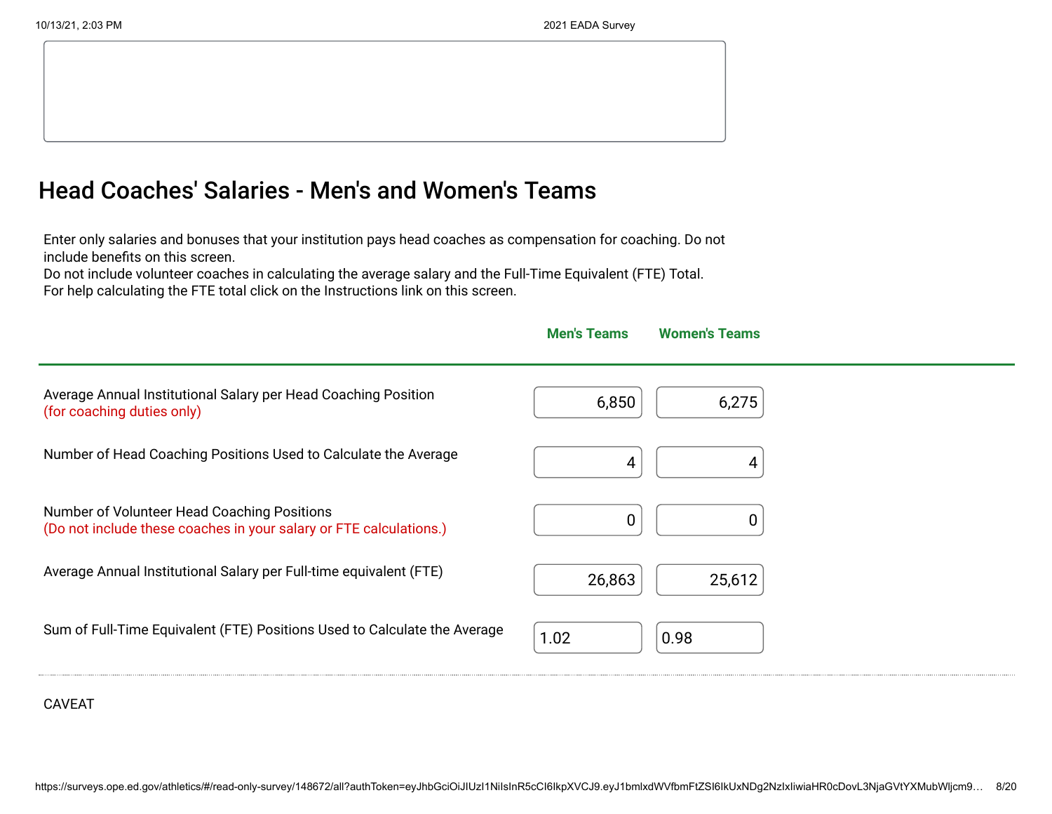## Head Coaches' Salaries - Men's and Women's Teams

Enter only salaries and bonuses that your institution pays head coaches as compensation for coaching. Do not include benefits on this screen.
Do not include volunteer coaches in calculating the average salary and the Full-Time Equivalent (FTE) Total.
For help calculating the FTE total click on the Instructions link on this screen.

| | Men's Teams | Women's Teams |
|---|---|---|
| Average Annual Institutional Salary per Head Coaching Position (for coaching duties only) | 6,850 | 6,275 |
| Number of Head Coaching Positions Used to Calculate the Average | 4 | 4 |
| Number of Volunteer Head Coaching Positions (Do not include these coaches in your salary or FTE calculations.) | 0 | 0 |
| Average Annual Institutional Salary per Full-time equivalent (FTE) | 26,863 | 25,612 |
| Sum of Full-Time Equivalent (FTE) Positions Used to Calculate the Average | 1.02 | 0.98 |

CAVEAT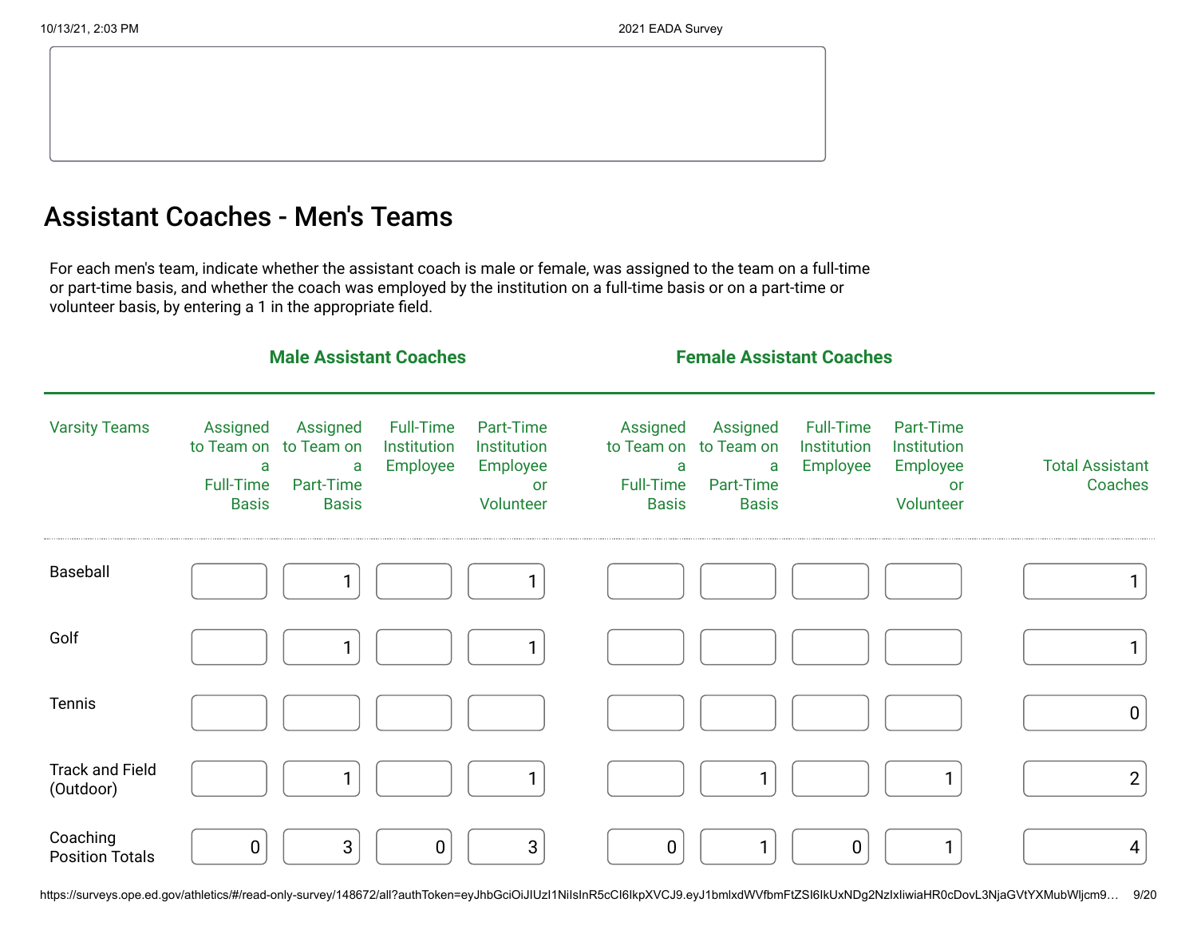## Assistant Coaches - Men's Teams

For each men's team, indicate whether the assistant coach is male or female, was assigned to the team on a full-time or part-time basis, and whether the coach was employed by the institution on a full-time basis or on a part-time or volunteer basis, by entering a 1 in the appropriate field.

| | Male Assistant Coaches | | | | Female Assistant Coaches | | | | |
|---|---|---|---|---|---|---|---|---|---|
| Varsity Teams | Assigned to Team on a Full-Time Basis | Assigned to Team on a Part-Time Basis | Full-Time Institution Employee | Part-Time Institution Employee or Volunteer | Assigned to Team on a Full-Time Basis | Assigned to Team on a Part-Time Basis | Full-Time Institution Employee | Part-Time Institution Employee or Volunteer | Total Assistant Coaches |
| Baseball | | 1 | | 1 | | | | | 1 |
| Golf | | 1 | | 1 | | | | | 1 |
| Tennis | | | | | | | | | 0 |
| Track and Field (Outdoor) | | 1 | | 1 | | 1 | | 1 | 2 |
| Coaching Position Totals | 0 | 3 | 0 | 3 | 0 | 1 | 0 | 1 | 4 |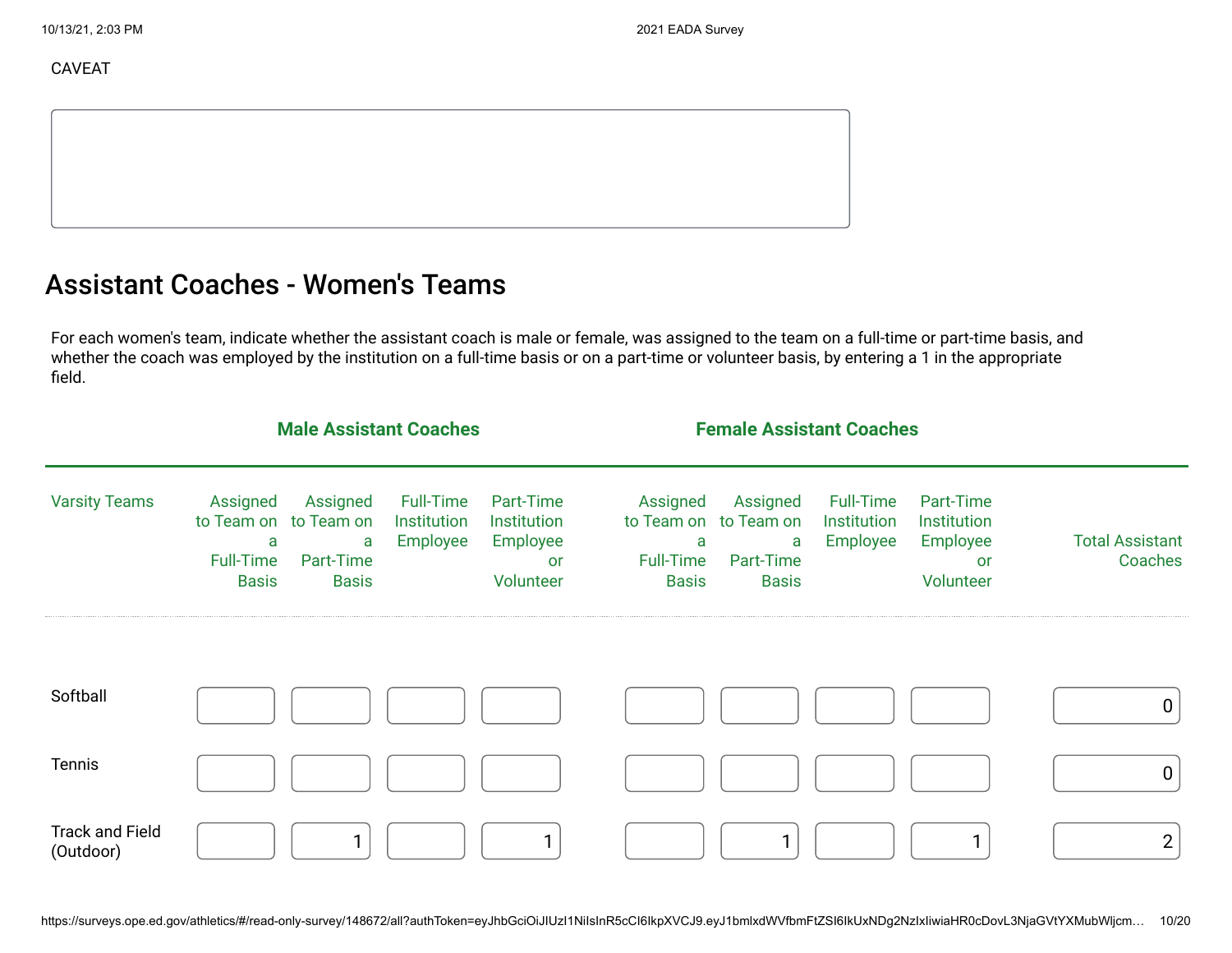CAVEAT

## Assistant Coaches - Women's Teams

For each women's team, indicate whether the assistant coach is male or female, was assigned to the team on a full-time or part-time basis, and whether the coach was employed by the institution on a full-time basis or on a part-time or volunteer basis, by entering a 1 in the appropriate field.

| | Male Assistant Coaches | | | | Female Assistant Coaches | | | | |
|---|---|---|---|---|---|---|---|---|---|
| Varsity Teams | Assigned to Team on a Full-Time Basis | Assigned to Team on a Part-Time Basis | Full-Time Institution Employee | Part-Time Institution Employee or Volunteer | Assigned to Team on a Full-Time Basis | Assigned to Team on a Part-Time Basis | Full-Time Institution Employee | Part-Time Institution Employee or Volunteer | Total Assistant Coaches |
| Softball | | | | | | | | | 0 |
| Tennis | | | | | | | | | 0 |
| Track and Field (Outdoor) | | 1 | | 1 | | 1 | | 1 | 2 |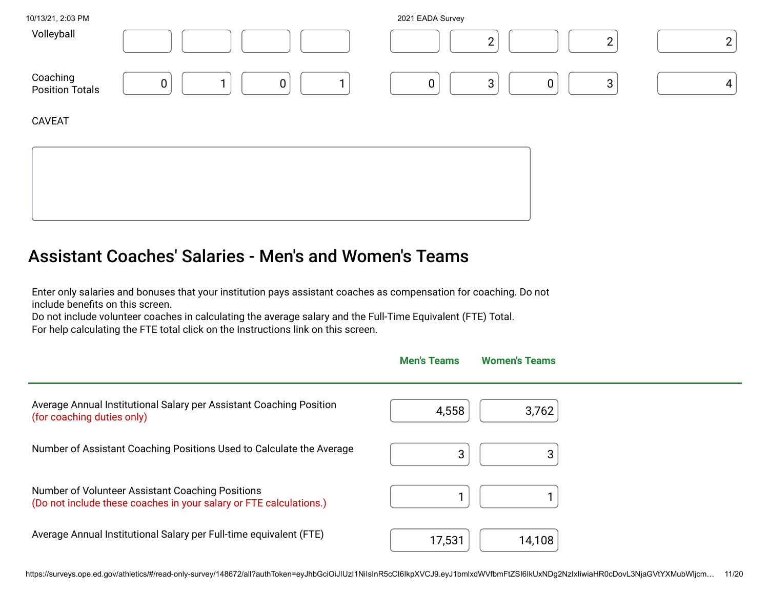| | | | | | | | | | |
|---|---|---|---|---|---|---|---|---|---|
| Volleyball | | | | | | 2 | | 2 | 2 |
| Coaching Position Totals | 0 | 1 | 0 | 1 | 0 | 3 | 0 | 3 | 4 |

CAVEAT

## Assistant Coaches' Salaries - Men's and Women's Teams

Enter only salaries and bonuses that your institution pays assistant coaches as compensation for coaching. Do not include benefits on this screen.
Do not include volunteer coaches in calculating the average salary and the Full-Time Equivalent (FTE) Total.
For help calculating the FTE total click on the Instructions link on this screen.

| | Men's Teams | Women's Teams |
|---|---|---|
| Average Annual Institutional Salary per Assistant Coaching Position (for coaching duties only) | 4,558 | 3,762 |
| Number of Assistant Coaching Positions Used to Calculate the Average | 3 | 3 |
| Number of Volunteer Assistant Coaching Positions (Do not include these coaches in your salary or FTE calculations.) | 1 | 1 |
| Average Annual Institutional Salary per Full-time equivalent (FTE) | 17,531 | 14,108 |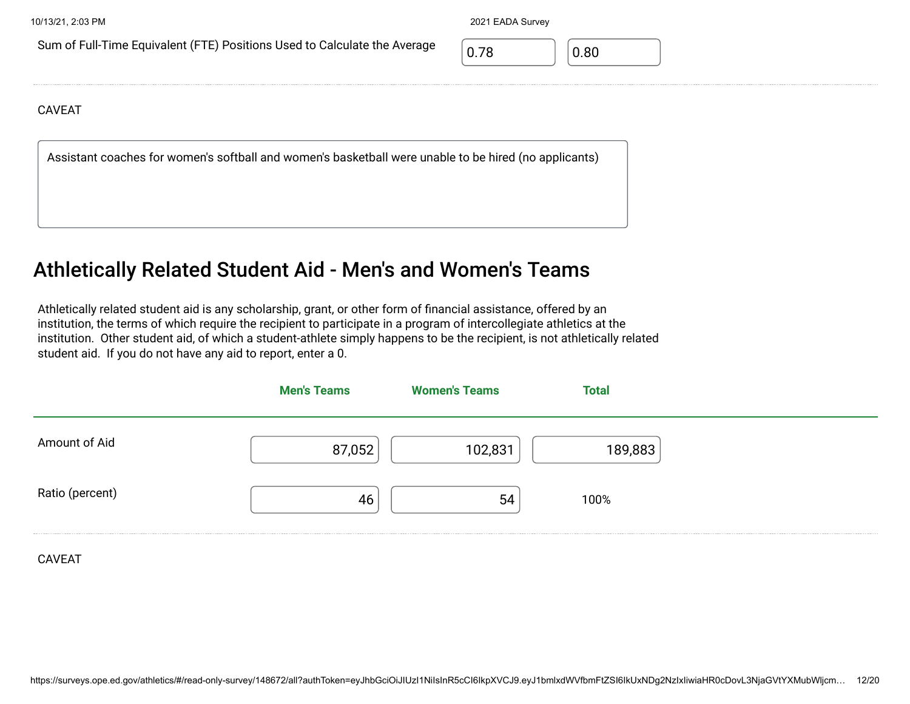| | | |
|---|---|---|
| Sum of Full-Time Equivalent (FTE) Positions Used to Calculate the Average | 0.78 | 0.80 |

CAVEAT

Assistant coaches for women's softball and women's basketball were unable to be hired (no applicants)

## Athletically Related Student Aid - Men's and Women's Teams

Athletically related student aid is any scholarship, grant, or other form of financial assistance, offered by an institution, the terms of which require the recipient to participate in a program of intercollegiate athletics at the institution. Other student aid, of which a student-athlete simply happens to be the recipient, is not athletically related student aid. If you do not have any aid to report, enter a 0.

| | Men's Teams | Women's Teams | Total |
|---|---|---|---|
| Amount of Aid | 87,052 | 102,831 | 189,883 |
| Ratio (percent) | 46 | 54 | 100% |

CAVEAT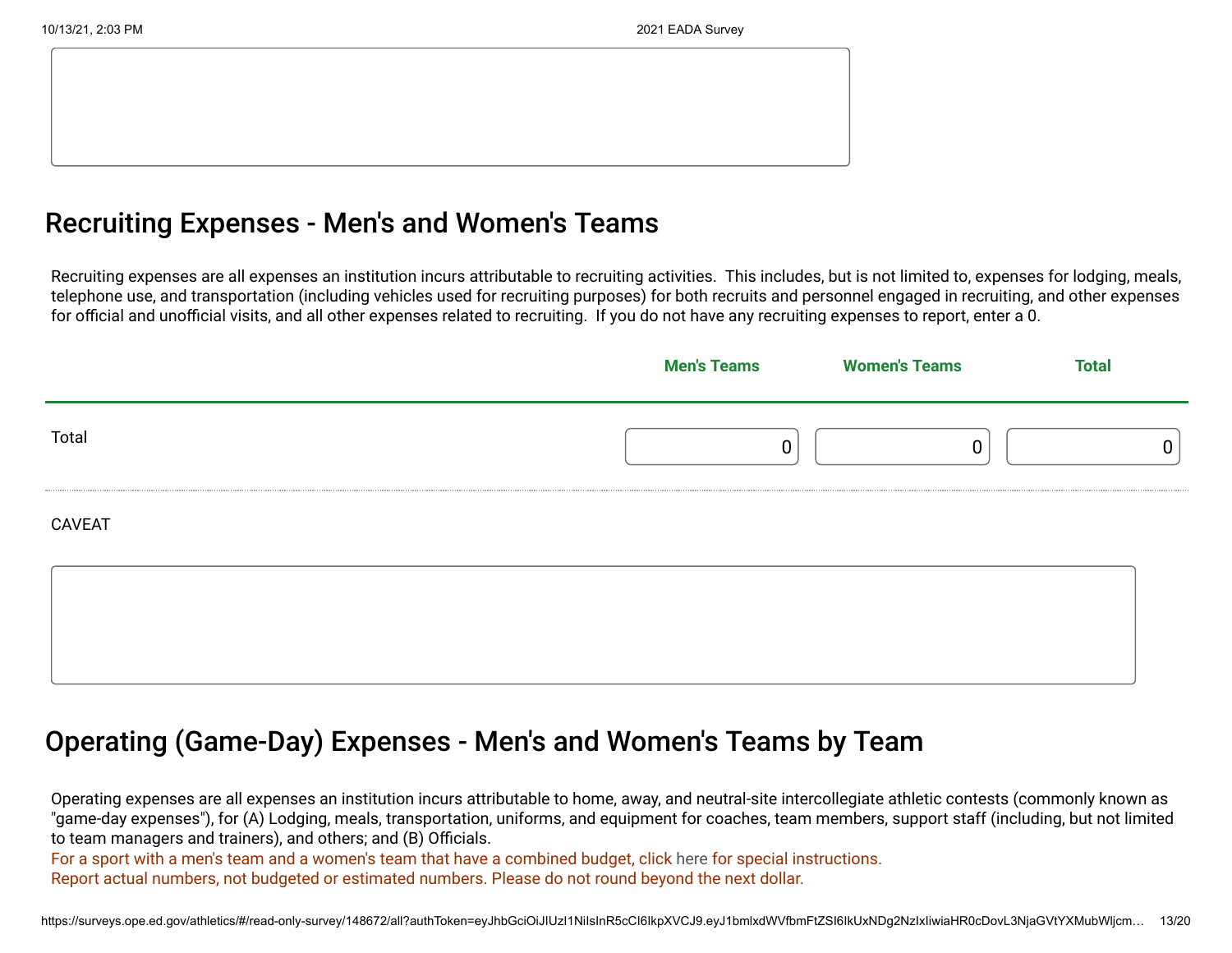## Recruiting Expenses - Men's and Women's Teams

Recruiting expenses are all expenses an institution incurs attributable to recruiting activities. This includes, but is not limited to, expenses for lodging, meals, telephone use, and transportation (including vehicles used for recruiting purposes) for both recruits and personnel engaged in recruiting, and other expenses for official and unofficial visits, and all other expenses related to recruiting. If you do not have any recruiting expenses to report, enter a 0.

| | Men's Teams | Women's Teams | Total |
|---|---|---|---|
| Total | 0 | 0 | 0 |

CAVEAT

## Operating (Game-Day) Expenses - Men's and Women's Teams by Team

Operating expenses are all expenses an institution incurs attributable to home, away, and neutral-site intercollegiate athletic contests (commonly known as "game-day expenses"), for (A) Lodging, meals, transportation, uniforms, and equipment for coaches, team members, support staff (including, but not limited to team managers and trainers), and others; and (B) Officials.

For a sport with a men's team and a women's team that have a combined budget, click here for special instructions.

Report actual numbers, not budgeted or estimated numbers. Please do not round beyond the next dollar.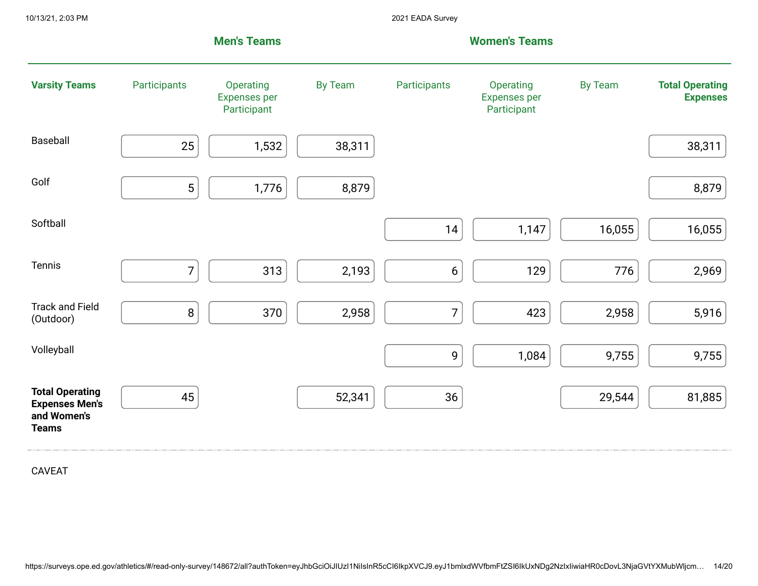| | Men's Teams | | | Women's Teams | | | |
|---|---|---|---|---|---|---|---|
| **Varsity Teams** | Participants | Operating Expenses per Participant | By Team | Participants | Operating Expenses per Participant | By Team | **Total Operating Expenses** |
| Baseball | 25 | 1,532 | 38,311 | | | | 38,311 |
| Golf | 5 | 1,776 | 8,879 | | | | 8,879 |
| Softball | | | | 14 | 1,147 | 16,055 | 16,055 |
| Tennis | 7 | 313 | 2,193 | 6 | 129 | 776 | 2,969 |
| Track and Field (Outdoor) | 8 | 370 | 2,958 | 7 | 423 | 2,958 | 5,916 |
| Volleyball | | | | 9 | 1,084 | 9,755 | 9,755 |
| **Total Operating Expenses Men's and Women's Teams** | 45 | | 52,341 | 36 | | 29,544 | 81,885 |

CAVEAT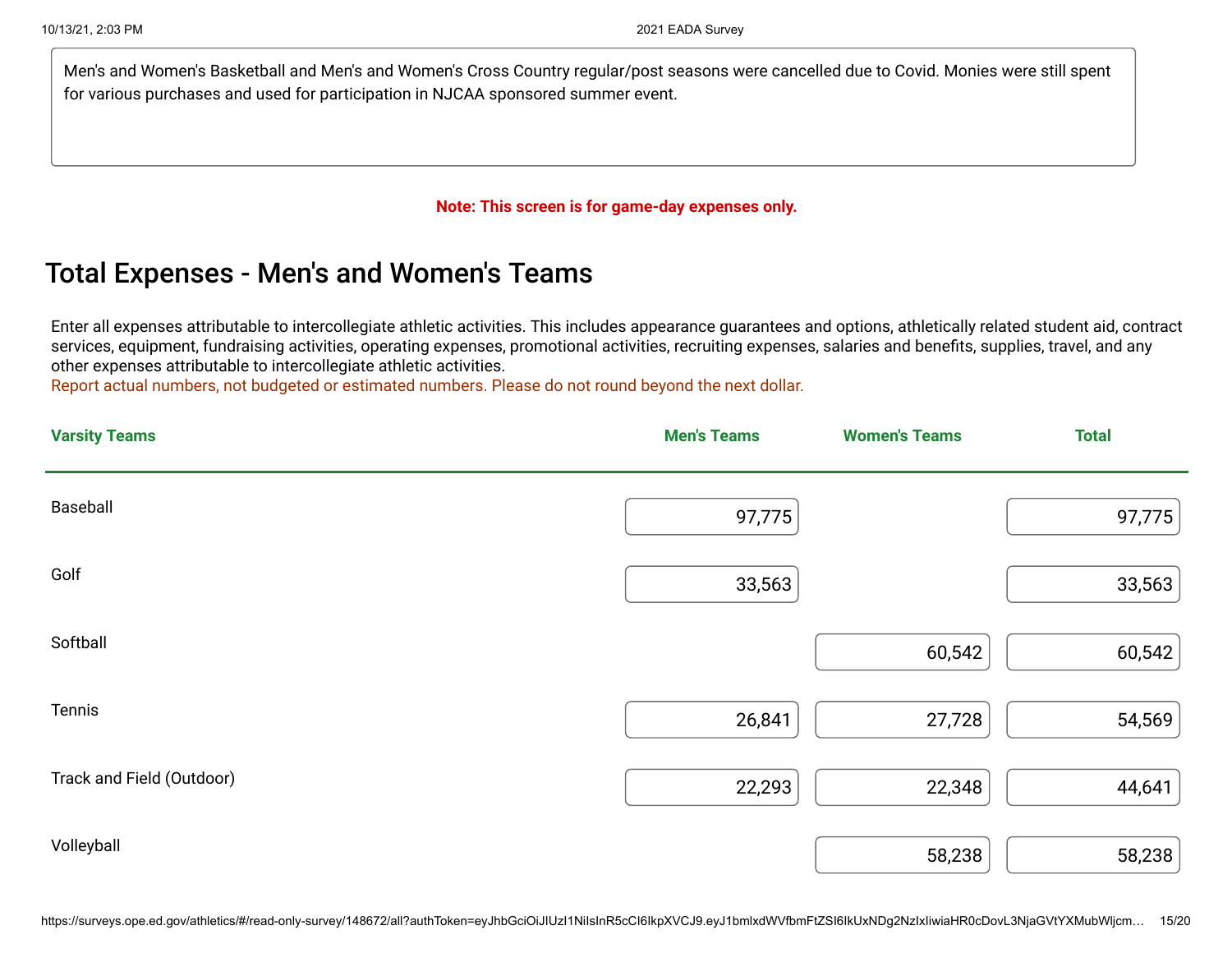Men's and Women's Basketball and Men's and Women's Cross Country regular/post seasons were cancelled due to Covid. Monies were still spent for various purchases and used for participation in NJCAA sponsored summer event.

**Note: This screen is for game-day expenses only.**

## Total Expenses - Men's and Women's Teams

Enter all expenses attributable to intercollegiate athletic activities. This includes appearance guarantees and options, athletically related student aid, contract services, equipment, fundraising activities, operating expenses, promotional activities, recruiting expenses, salaries and benefits, supplies, travel, and any other expenses attributable to intercollegiate athletic activities.

Report actual numbers, not budgeted or estimated numbers. Please do not round beyond the next dollar.

| Varsity Teams | Men's Teams | Women's Teams | Total |
|---|---|---|---|
| Baseball | 97,775 | | 97,775 |
| Golf | 33,563 | | 33,563 |
| Softball | | 60,542 | 60,542 |
| Tennis | 26,841 | 27,728 | 54,569 |
| Track and Field (Outdoor) | 22,293 | 22,348 | 44,641 |
| Volleyball | | 58,238 | 58,238 |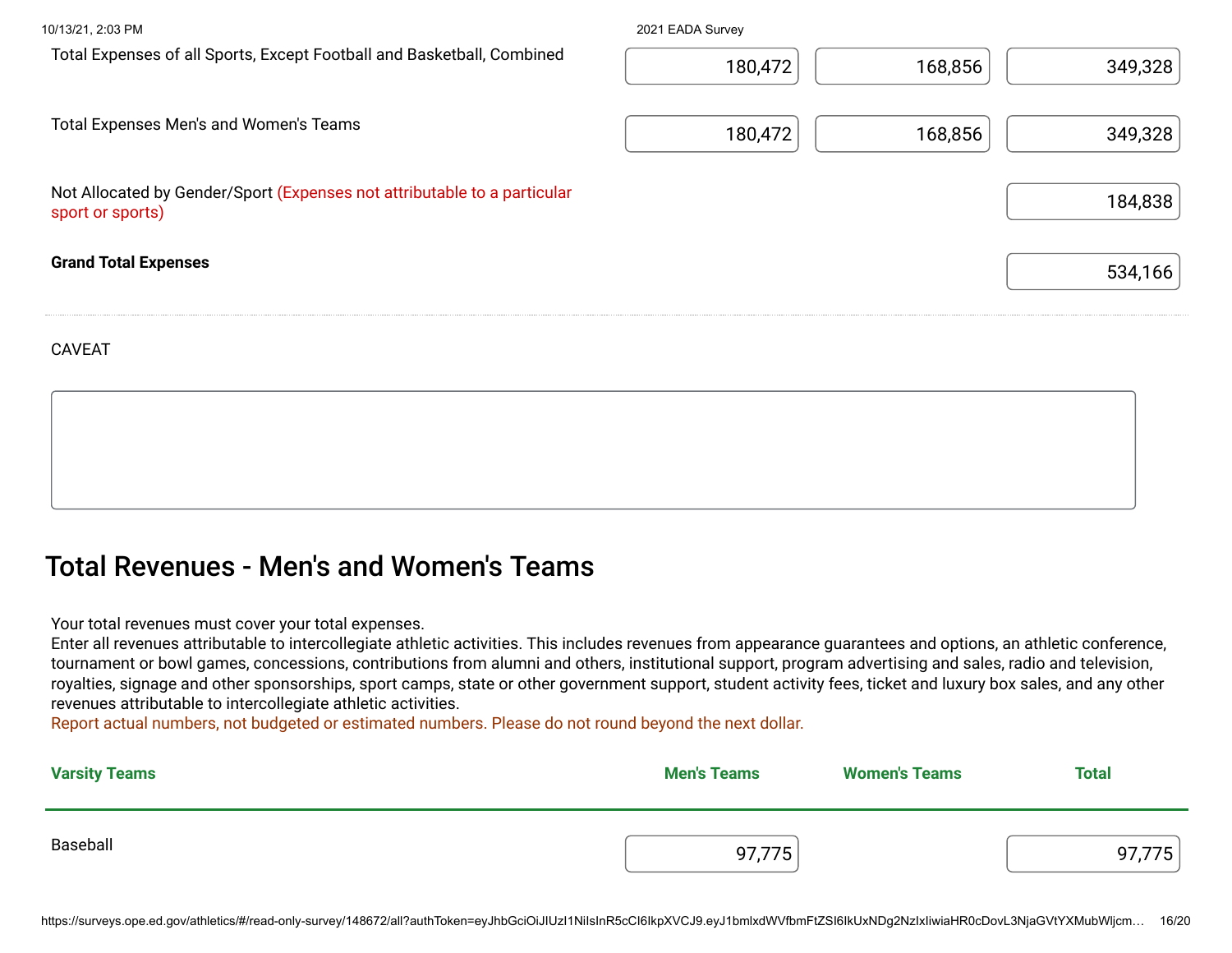| | | | |
|---|---|---|---|
| Total Expenses of all Sports, Except Football and Basketball, Combined | 180,472 | 168,856 | 349,328 |
| Total Expenses Men's and Women's Teams | 180,472 | 168,856 | 349,328 |
| Not Allocated by Gender/Sport (Expenses not attributable to a particular sport or sports) | | | 184,838 |
| **Grand Total Expenses** | | | 534,166 |

CAVEAT

## Total Revenues - Men's and Women's Teams

Your total revenues must cover your total expenses.
Enter all revenues attributable to intercollegiate athletic activities. This includes revenues from appearance guarantees and options, an athletic conference, tournament or bowl games, concessions, contributions from alumni and others, institutional support, program advertising and sales, radio and television, royalties, signage and other sponsorships, sport camps, state or other government support, student activity fees, ticket and luxury box sales, and any other revenues attributable to intercollegiate athletic activities.
Report actual numbers, not budgeted or estimated numbers. Please do not round beyond the next dollar.

| Varsity Teams | Men's Teams | Women's Teams | Total |
|---|---|---|---|
| Baseball | 97,775 | | 97,775 |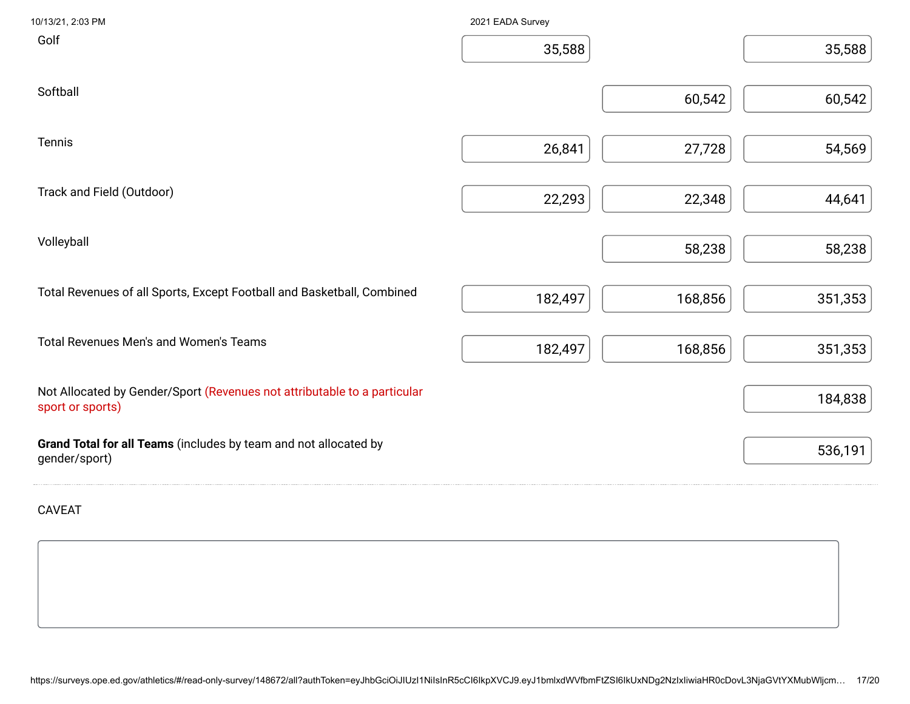| | Men's Teams | Women's Teams | Total |
|---|---|---|---|
| Golf | 35,588 | | 35,588 |
| Softball | | 60,542 | 60,542 |
| Tennis | 26,841 | 27,728 | 54,569 |
| Track and Field (Outdoor) | 22,293 | 22,348 | 44,641 |
| Volleyball | | 58,238 | 58,238 |
| Total Revenues of all Sports, Except Football and Basketball, Combined | 182,497 | 168,856 | 351,353 |
| Total Revenues Men's and Women's Teams | 182,497 | 168,856 | 351,353 |
| Not Allocated by Gender/Sport (Revenues not attributable to a particular sport or sports) | | | 184,838 |
| **Grand Total for all Teams** (includes by team and not allocated by gender/sport) | | | 536,191 |

CAVEAT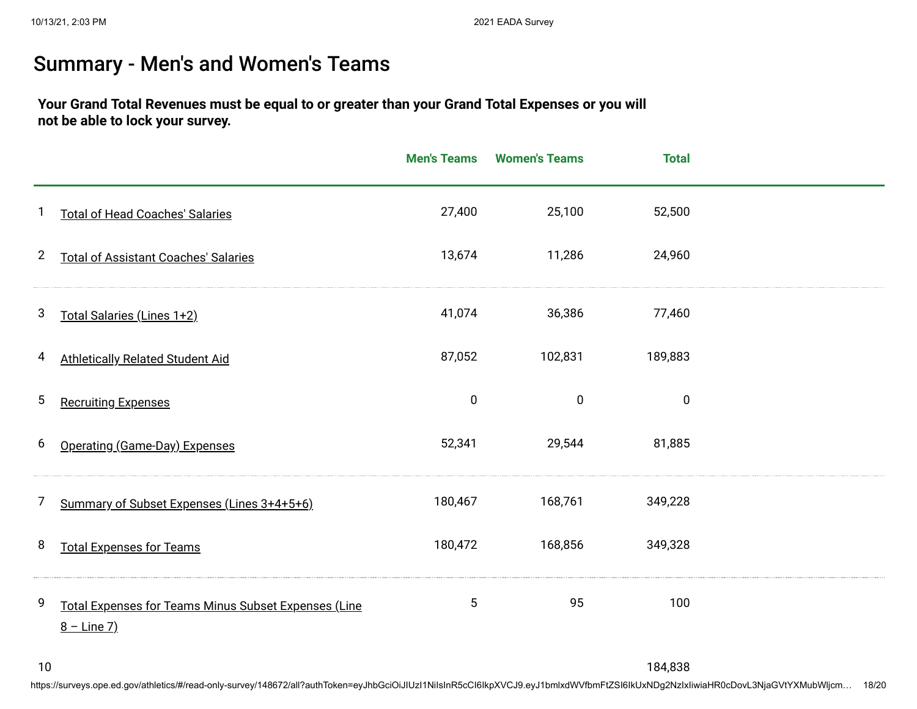# Summary - Men's and Women's Teams

**Your Grand Total Revenues must be equal to or greater than your Grand Total Expenses or you will not be able to lock your survey.**

| | | Men's Teams | Women's Teams | Total |
|---|---|---|---|---|
| 1 | Total of Head Coaches' Salaries | 27,400 | 25,100 | 52,500 |
| 2 | Total of Assistant Coaches' Salaries | 13,674 | 11,286 | 24,960 |
| 3 | Total Salaries (Lines 1+2) | 41,074 | 36,386 | 77,460 |
| 4 | Athletically Related Student Aid | 87,052 | 102,831 | 189,883 |
| 5 | Recruiting Expenses | 0 | 0 | 0 |
| 6 | Operating (Game-Day) Expenses | 52,341 | 29,544 | 81,885 |
| 7 | Summary of Subset Expenses (Lines 3+4+5+6) | 180,467 | 168,761 | 349,228 |
| 8 | Total Expenses for Teams | 180,472 | 168,856 | 349,328 |
| 9 | Total Expenses for Teams Minus Subset Expenses (Line 8 – Line 7) | 5 | 95 | 100 |
| 10 | | | | 184,838 |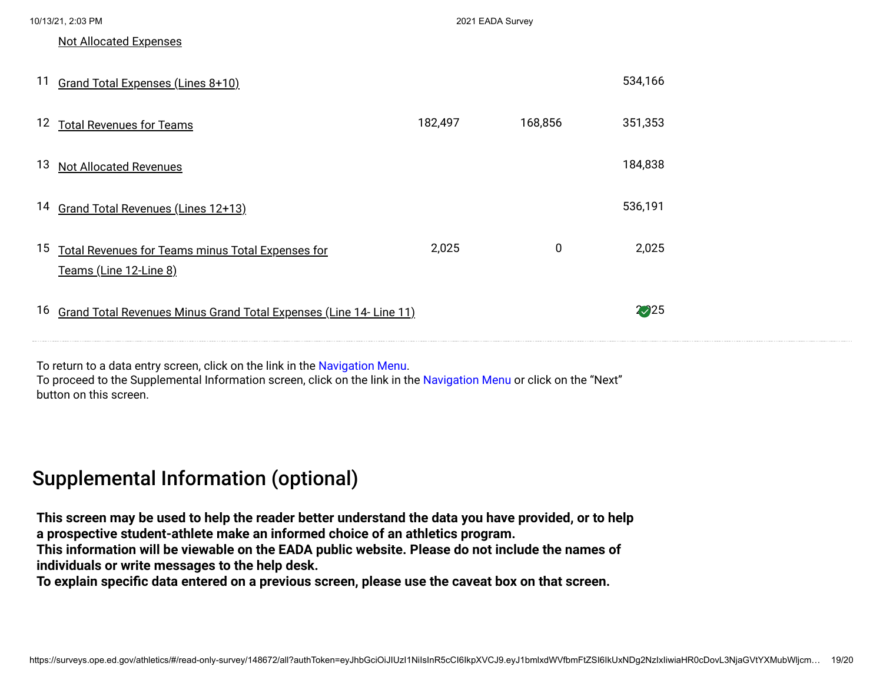| | | | | |
|---|---|---|---|---|
| | Not Allocated Expenses | | | |
| 11 | Grand Total Expenses (Lines 8+10) | | | 534,166 |
| 12 | Total Revenues for Teams | 182,497 | 168,856 | 351,353 |
| 13 | Not Allocated Revenues | | | 184,838 |
| 14 | Grand Total Revenues (Lines 12+13) | | | 536,191 |
| 15 | Total Revenues for Teams minus Total Expenses for Teams (Line 12-Line 8) | 2,025 | 0 | 2,025 |
| 16 | Grand Total Revenues Minus Grand Total Expenses (Line 14- Line 11) | | | 2,025 |

To return to a data entry screen, click on the link in the Navigation Menu.
To proceed to the Supplemental Information screen, click on the link in the Navigation Menu or click on the "Next" button on this screen.

## Supplemental Information (optional)

**This screen may be used to help the reader better understand the data you have provided, or to help a prospective student-athlete make an informed choice of an athletics program.**
**This information will be viewable on the EADA public website. Please do not include the names of individuals or write messages to the help desk.**
**To explain specific data entered on a previous screen, please use the caveat box on that screen.**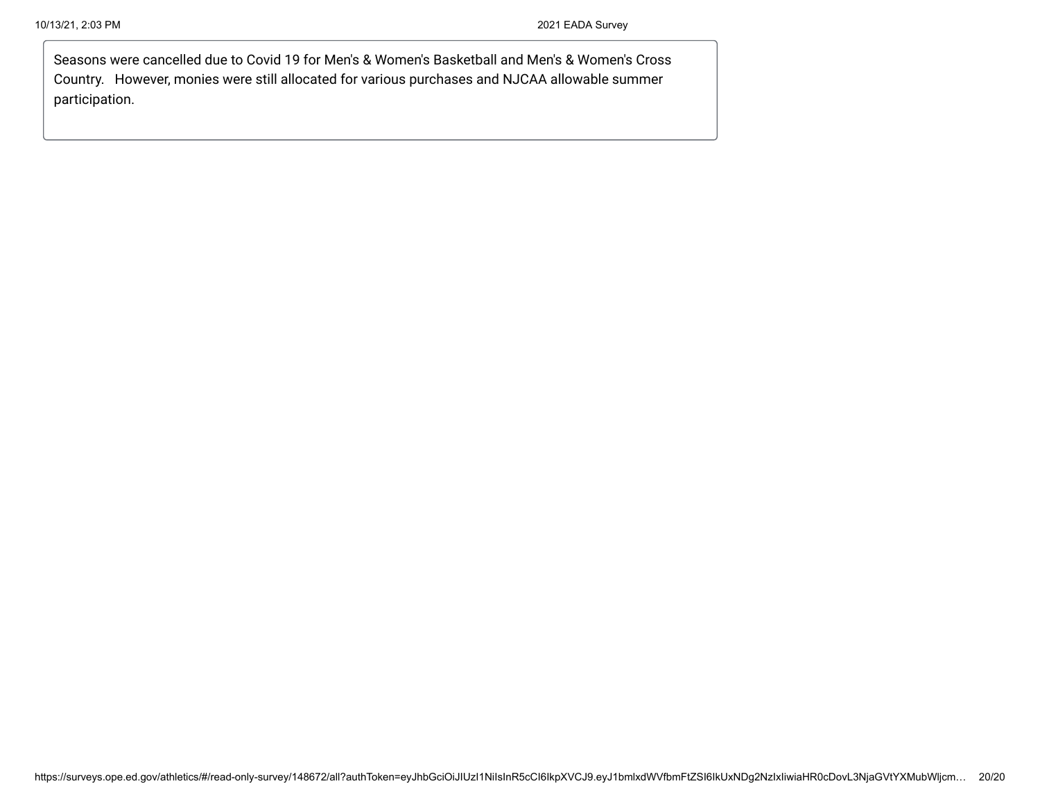Seasons were cancelled due to Covid 19 for Men's & Women's Basketball and Men's & Women's Cross Country. However, monies were still allocated for various purchases and NJCAA allowable summer participation.